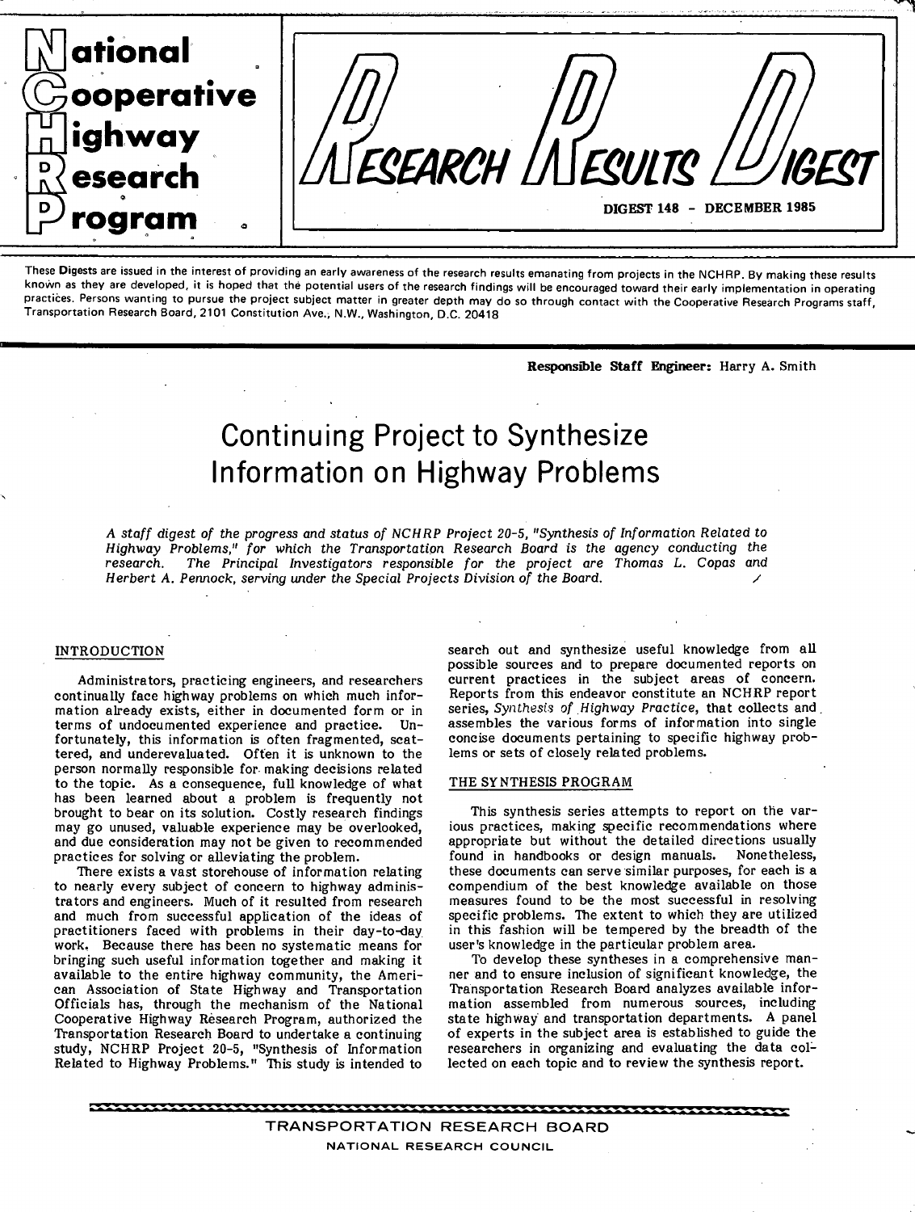# National Cooperative Highway Research Program

# RESEARCH RESULTS DIGEST

**DIGEST 148 - DECEMBER 1985**

These Digests are issued in the interest of providing an early awareness of the research results emanating from projects in the NCHRP. By making these results known as they are developed, it is hoped that the potential users of the research findings will be encouraged toward their early implementation in operating practices. Persons wanting to pursue the project subject matter in greater depth may do so through contact with the Cooperative Research Programs staff, Transportation Research Board, 2101 Constitution Ave., N.W., Washington, D.C. 20418

**Responsible Staff Engineer:** Harry A. Smith

# Continuing Project to Synthesize Information on Highway Problems

*A staff digest of the progress and status of NCHRP Project 20-5, "Synthesis of Information Related to Highway Problems," for which the Transportation Research Board is the agency conducting the research. The Principal Investigators responsible for the project are Thomas L. Copas and Herbert A. Pennock, serving under the Special Projects Division of the Board.*

## INTRODUCTION

Administrators, practicing engineers, and researchers continually face highway problems on which much information already exists, either in documented form or in terms of undocumented experience and practice. Unfortunately, this information is often fragmented, scattered, and underevaluated. Often it is unknown to the person normally responsible for making decisions related to the topic. As a consequence, full knowledge of what has been learned about a problem is frequently not brought to bear on its solution. Costly research findings may go unused, valuable experience may be overlooked, and due consideration may not be given to recommended practices for solving or alleviating the problem.

There exists a vast storehouse of information relating to nearly every subject of concern to highway administrators and engineers. Much of it resulted from research and much from successful application of the ideas of practitioners faced with problems in their day-to-day work. Because there has been no systematic means for bringing such useful information together and making it available to the entire highway community, the American Association of State Highway and Transportation Officials has, through the mechanism of the National Cooperative Highway Research Program, authorized the Transportation Research Board to undertake a continuing study, NCHRP Project 20-5, "Synthesis of Information Related to Highway Problems." This study is intended to search out and synthesize useful knowledge from all possible sources and to prepare documented reports on current practices in the subject areas of concern. Reports from this endeavor constitute an NCHRP report series, *Synthesis of Highway Practice*, that collects and assembles the various forms of information into single concise documents pertaining to specific highway problems or sets of closely related problems.

## THE SYNTHESIS PROGRAM

This synthesis series attempts to report on the various practices, making specific recommendations where appropriate but without the detailed directions usually found in handbooks or design manuals. Nonetheless, these documents can serve similar purposes, for each is a compendium of the best knowledge available on those measures found to be the most successful in resolving specific problems. The extent to which they are utilized in this fashion will be tempered by the breadth of the user's knowledge in the particular problem area.

To develop these syntheses in a comprehensive manner and to ensure inclusion of significant knowledge, the Transportation Research Board analyzes available information assembled from numerous sources, including state highway and transportation departments. A panel of experts in the subject area is established to guide the researchers in organizing and evaluating the data collected on each topic and to review the synthesis report.

TRANSPORTATION RESEARCH BOARD
NATIONAL RESEARCH COUNCIL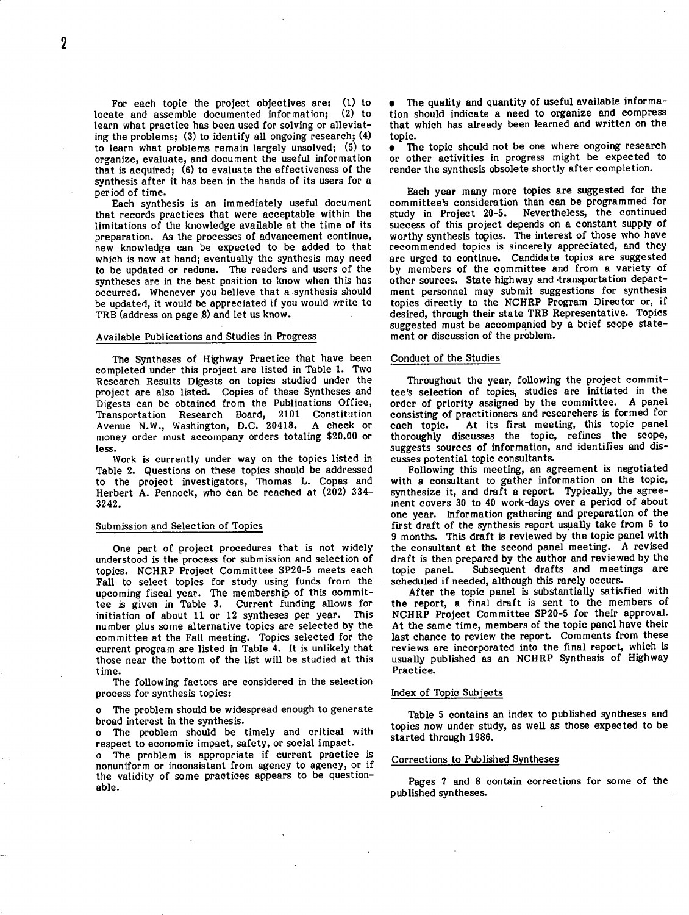For each topic the project objectives are: (1) to locate and assemble documented information; (2) to learn what practice has been used for solving or alleviating the problems; (3) to identify all ongoing research; (4) to learn what problems remain largely unsolved; (5) to organize, evaluate, and document the useful information that is acquired; (6) to evaluate the effectiveness of the synthesis after it has been in the hands of its users for a period of time.

Each synthesis is an immediately useful document that records practices that were acceptable within the limitations of the knowledge available at the time of its preparation. As the processes of advancement continue, new knowledge can be expected to be added to that which is now at hand; eventually the synthesis may need to be updated or redone. The readers and users of the syntheses are in the best position to know when this has occurred. Whenever you believe that a synthesis should be updated, it would be appreciated if you would write to TRB (address on page 8) and let us know.

## Available Publications and Studies in Progress

The Syntheses of Highway Practice that have been completed under this project are listed in Table 1. Two Research Results Digests on topics studied under the project are also listed. Copies of these Syntheses and Digests can be obtained from the Publications Office, Transportation Research Board, 2101 Constitution Avenue N.W., Washington, D.C. 20418. A check or money order must accompany orders totaling $20.00 or less.

Work is currently under way on the topics listed in Table 2. Questions on these topics should be addressed to the project investigators, Thomas L. Copas and Herbert A. Pennock, who can be reached at (202) 334-3242.

## Submission and Selection of Topics

One part of project procedures that is not widely understood is the process for submission and selection of topics. NCHRP Project Committee SP20-5 meets each Fall to select topics for study using funds from the upcoming fiscal year. The membership of this committee is given in Table 3. Current funding allows for initiation of about 11 or 12 syntheses per year. This number plus some alternative topics are selected by the committee at the Fall meeting. Topics selected for the current program are listed in Table 4. It is unlikely that those near the bottom of the list will be studied at this time.

The following factors are considered in the selection process for synthesis topics:

- The problem should be widespread enough to generate broad interest in the synthesis.
- The problem should be timely and critical with respect to economic impact, safety, or social impact.
- The problem is appropriate if current practice is nonuniform or inconsistent from agency to agency, or if the validity of some practices appears to be questionable.
- The quality and quantity of useful available information should indicate a need to organize and compress that which has already been learned and written on the topic.
- The topic should not be one where ongoing research or other activities in progress might be expected to render the synthesis obsolete shortly after completion.

Each year many more topics are suggested for the committee's consideration than can be programmed for study in Project 20-5. Nevertheless, the continued success of this project depends on a constant supply of worthy synthesis topics. The interest of those who have recommended topics is sincerely appreciated, and they are urged to continue. Candidate topics are suggested by members of the committee and from a variety of other sources. State highway and transportation department personnel may submit suggestions for synthesis topics directly to the NCHRP Program Director or, if desired, through their state TRB Representative. Topics suggested must be accompanied by a brief scope statement or discussion of the problem.

## Conduct of the Studies

Throughout the year, following the project committee's selection of topics, studies are initiated in the order of priority assigned by the committee. A panel consisting of practitioners and researchers is formed for each topic. At its first meeting, this topic panel thoroughly discusses the topic, refines the scope, suggests sources of information, and identifies and discusses potential topic consultants.

Following this meeting, an agreement is negotiated with a consultant to gather information on the topic, synthesize it, and draft a report. Typically, the agreement covers 30 to 40 work-days over a period of about one year. Information gathering and preparation of the first draft of the synthesis report usually take from 6 to 9 months. This draft is reviewed by the topic panel with the consultant at the second panel meeting. A revised draft is then prepared by the author and reviewed by the topic panel. Subsequent drafts and meetings are scheduled if needed, although this rarely occurs.

After the topic panel is substantially satisfied with the report, a final draft is sent to the members of NCHRP Project Committee SP20-5 for their approval. At the same time, members of the topic panel have their last chance to review the report. Comments from these reviews are incorporated into the final report, which is usually published as an NCHRP Synthesis of Highway Practice.

## Index of Topic Subjects

Table 5 contains an index to published syntheses and topics now under study, as well as those expected to be started through 1986.

## Corrections to Published Syntheses

Pages 7 and 8 contain corrections for some of the published syntheses.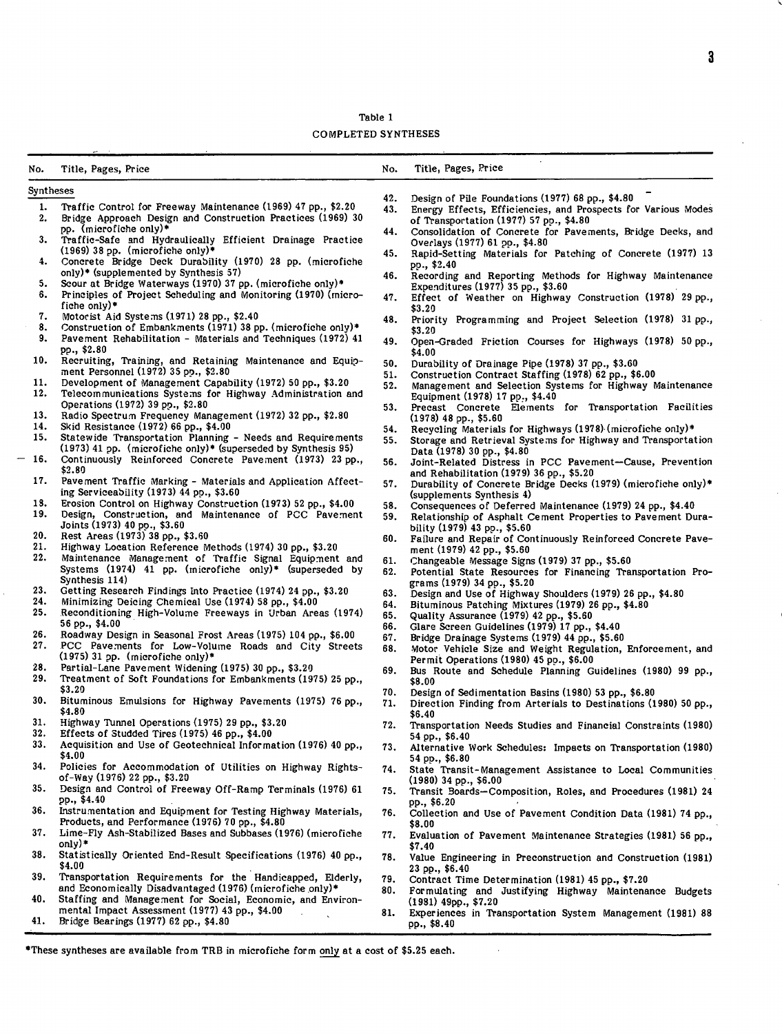Table 1

COMPLETED SYNTHESES

| No. | Title, Pages, Price |
|---|---|
| | Syntheses |
| 1. | Traffic Control for Freeway Maintenance (1969) 47 pp., $2.20 |
| 2. | Bridge Approach Design and Construction Practices (1969) 30 pp. (microfiche only)* |
| 3. | Traffic-Safe and Hydraulically Efficient Drainage Practice (1969) 38 pp. (microfiche only)* |
| 4. | Concrete Bridge Deck Durability (1970) 28 pp. (microfiche only)* (supplemented by Synthesis 57) |
| 5. | Scour at Bridge Waterways (1970) 37 pp. (microfiche only)* |
| 6. | Principles of Project Scheduling and Monitoring (1970) (microfiche only)* |
| 7. | Motorist Aid Systems (1971) 28 pp., $2.40 |
| 8. | Construction of Embankments (1971) 38 pp. (microfiche only)* |
| 9. | Pavement Rehabilitation - Materials and Techniques (1972) 41 pp., $2.80 |
| 10. | Recruiting, Training, and Retaining Maintenance and Equipment Personnel (1972) 35 pp., $2.80 |
| 11. | Development of Management Capability (1972) 50 pp., $3.20 |
| 12. | Telecommunications Systems for Highway Administration and Operations (1972) 39 pp., $2.80 |
| 13. | Radio Spectrum Frequency Management (1972) 32 pp., $2.80 |
| 14. | Skid Resistance (1972) 66 pp., $4.00 |
| 15. | Statewide Transportation Planning - Needs and Requirements (1973) 41 pp. (microfiche only)* (superseded by Synthesis 95) |
| 16. | Continuously Reinforced Concrete Pavement (1973) 23 pp., $2.80 |
| 17. | Pavement Traffic Marking - Materials and Application Affecting Serviceability (1973) 44 pp., $3.60 |
| 18. | Erosion Control on Highway Construction (1973) 52 pp., $4.00 |
| 19. | Design, Construction, and Maintenance of PCC Pavement Joints (1973) 40 pp., $3.60 |
| 20. | Rest Areas (1973) 38 pp., $3.60 |
| 21. | Highway Location Reference Methods (1974) 30 pp., $3.20 |
| 22. | Maintenance Management of Traffic Signal Equipment and Systems (1974) 41 pp. (microfiche only)* (superseded by Synthesis 114) |
| 23. | Getting Research Findings Into Practice (1974) 24 pp., $3.20 |
| 24. | Minimizing Deicing Chemical Use (1974) 58 pp., $4.00 |
| 25. | Reconditioning High-Volume Freeways in Urban Areas (1974) 56 pp., $4.00 |
| 26. | Roadway Design in Seasonal Frost Areas (1975) 104 pp., $6.00 |
| 27. | PCC Pavements for Low-Volume Roads and City Streets (1975) 31 pp. (microfiche only)* |
| 28. | Partial-Lane Pavement Widening (1975) 30 pp., $3.20 |
| 29. | Treatment of Soft Foundations for Embankments (1975) 25 pp., $3.20 |
| 30. | Bituminous Emulsions for Highway Pavements (1975) 76 pp., $4.80 |
| 31. | Highway Tunnel Operations (1975) 29 pp., $3.20 |
| 32. | Effects of Studded Tires (1975) 46 pp., $4.00 |
| 33. | Acquisition and Use of Geotechnical Information (1976) 40 pp., $4.00 |
| 34. | Policies for Accommodation of Utilities on Highway Rights-of-Way (1976) 22 pp., $3.20 |
| 35. | Design and Control of Freeway Off-Ramp Terminals (1976) 61 pp., $4.40 |
| 36. | Instrumentation and Equipment for Testing Highway Materials, Products, and Performance (1976) 70 pp., $4.80 |
| 37. | Lime-Fly Ash-Stabilized Bases and Subbases (1976) (microfiche only)* |
| 38. | Statistically Oriented End-Result Specifications (1976) 40 pp., $4.00 |
| 39. | Transportation Requirements for the Handicapped, Elderly, and Economically Disadvantaged (1976) (microfiche only)* |
| 40. | Staffing and Management for Social, Economic, and Environmental Impact Assessment (1977) 43 pp., $4.00 |
| 41. | Bridge Bearings (1977) 62 pp., $4.80 |
| 42. | Design of Pile Foundations (1977) 68 pp., $4.80 |
| 43. | Energy Effects, Efficiencies, and Prospects for Various Modes of Transportation (1977) 57 pp., $4.80 |
| 44. | Consolidation of Concrete for Pavements, Bridge Decks, and Overlays (1977) 61 pp., $4.80 |
| 45. | Rapid-Setting Materials for Patching of Concrete (1977) 13 pp., $2.40 |
| 46. | Recording and Reporting Methods for Highway Maintenance Expenditures (1977) 35 pp., $3.60 |
| 47. | Effect of Weather on Highway Construction (1978) 29 pp., $3.20 |
| 48. | Priority Programming and Project Selection (1978) 31 pp., $3.20 |
| 49. | Open-Graded Friction Courses for Highways (1978) 50 pp., $4.00 |
| 50. | Durability of Drainage Pipe (1978) 37 pp., $3.60 |
| 51. | Construction Contract Staffing (1978) 62 pp., $6.00 |
| 52. | Management and Selection Systems for Highway Maintenance Equipment (1978) 17 pp., $4.40 |
| 53. | Precast Concrete Elements for Transportation Facilities (1978) 48 pp., $5.60 |
| 54. | Recycling Materials for Highways (1978) (microfiche only)* |
| 55. | Storage and Retrieval Systems for Highway and Transportation Data (1978) 30 pp., $4.80 |
| 56. | Joint-Related Distress in PCC Pavement—Cause, Prevention and Rehabilitation (1979) 36 pp., $5.20 |
| 57. | Durability of Concrete Bridge Decks (1979) (microfiche only)* (supplements Synthesis 4) |
| 58. | Consequences of Deferred Maintenance (1979) 24 pp., $4.40 |
| 59. | Relationship of Asphalt Cement Properties to Pavement Durability (1979) 43 pp., $5.60 |
| 60. | Failure and Repair of Continuously Reinforced Concrete Pavement (1979) 42 pp., $5.60 |
| 61. | Changeable Message Signs (1979) 37 pp., $5.60 |
| 62. | Potential State Resources for Financing Transportation Programs (1979) 34 pp., $5.20 |
| 63. | Design and Use of Highway Shoulders (1979) 26 pp., $4.80 |
| 64. | Bituminous Patching Mixtures (1979) 26 pp., $4.80 |
| 65. | Quality Assurance (1979) 42 pp., $5.60 |
| 66. | Glare Screen Guidelines (1979) 17 pp., $4.40 |
| 67. | Bridge Drainage Systems (1979) 44 pp., $5.60 |
| 68. | Motor Vehicle Size and Weight Regulation, Enforcement, and Permit Operations (1980) 45 pp., $6.00 |
| 69. | Bus Route and Schedule Planning Guidelines (1980) 99 pp., $8.00 |
| 70. | Design of Sedimentation Basins (1980) 53 pp., $6.80 |
| 71. | Direction Finding from Arterials to Destinations (1980) 50 pp., $6.40 |
| 72. | Transportation Needs Studies and Financial Constraints (1980) 54 pp., $6.40 |
| 73. | Alternative Work Schedules: Impacts on Transportation (1980) 54 pp., $6.80 |
| 74. | State Transit-Management Assistance to Local Communities (1980) 34 pp., $6.00 |
| 75. | Transit Boards—Composition, Roles, and Procedures (1981) 24 pp., $6.20 |
| 76. | Collection and Use of Pavement Condition Data (1981) 74 pp., $8.00 |
| 77. | Evaluation of Pavement Maintenance Strategies (1981) 56 pp., $7.40 |
| 78. | Value Engineering in Preconstruction and Construction (1981) 23 pp., $6.40 |
| 79. | Contract Time Determination (1981) 45 pp., $7.20 |
| 80. | Formulating and Justifying Highway Maintenance Budgets (1981) 49pp., $7.20 |
| 81. | Experiences in Transportation System Management (1981) 88 pp., $8.40 |

*These syntheses are available from TRB in microfiche form only at a cost of $5.25 each.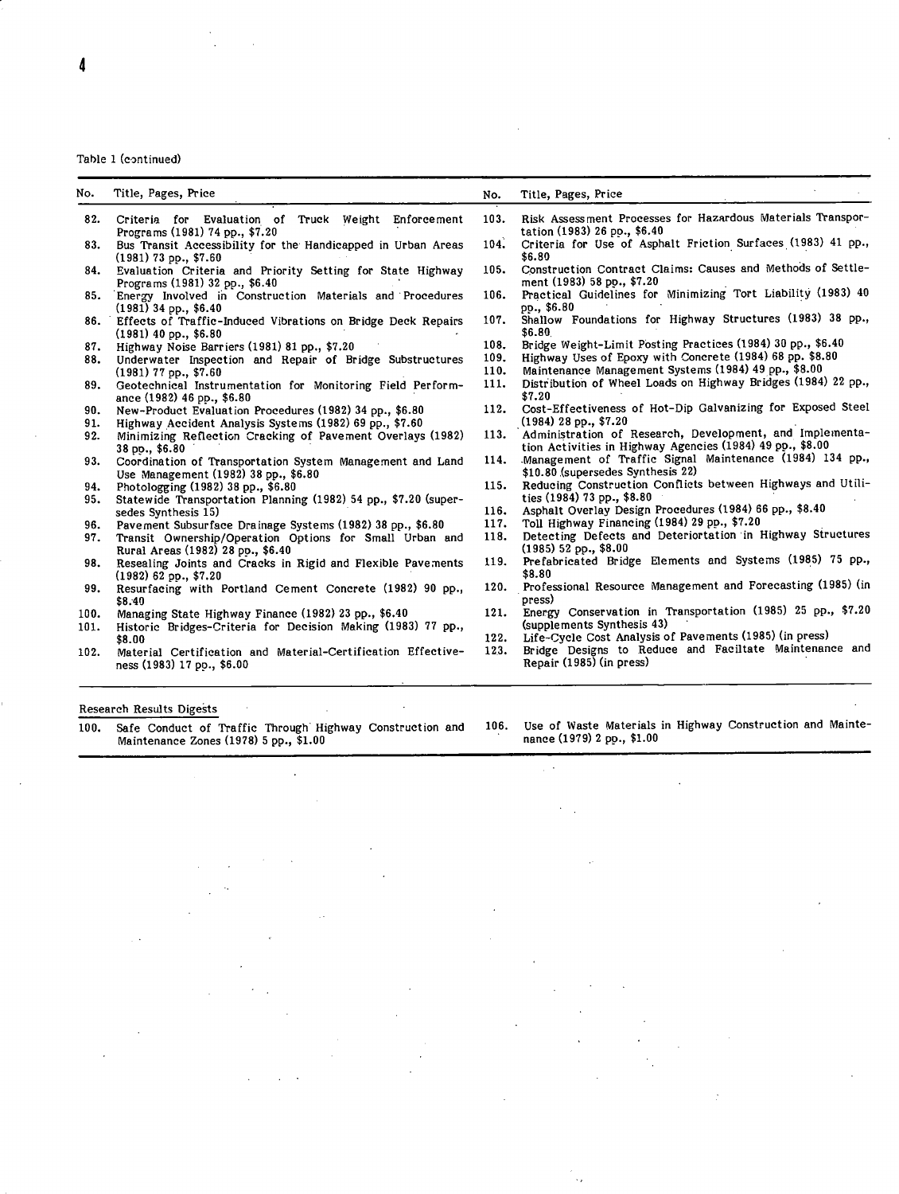Table 1 (continued)

| No. | Title, Pages, Price |
|---|---|
| 82. | Criteria for Evaluation of Truck Weight Enforcement Programs (1981) 74 pp., $7.20 |
| 83. | Bus Transit Accessibility for the Handicapped in Urban Areas (1981) 73 pp., $7.60 |
| 84. | Evaluation Criteria and Priority Setting for State Highway Programs (1981) 32 pp., $6.40 |
| 85. | Energy Involved in Construction Materials and Procedures (1981) 34 pp., $6.40 |
| 86. | Effects of Traffic-Induced Vibrations on Bridge Deck Repairs (1981) 40 pp., $6.80 |
| 87. | Highway Noise Barriers (1981) 81 pp., $7.20 |
| 88. | Underwater Inspection and Repair of Bridge Substructures (1981) 77 pp., $7.60 |
| 89. | Geotechnical Instrumentation for Monitoring Field Performance (1982) 46 pp., $6.80 |
| 90. | New-Product Evaluation Procedures (1982) 34 pp., $6.80 |
| 91. | Highway Accident Analysis Systems (1982) 69 pp., $7.60 |
| 92. | Minimizing Reflection Cracking of Pavement Overlays (1982) 38 pp., $6.80 |
| 93. | Coordination of Transportation System Management and Land Use Management (1982) 38 pp., $6.80 |
| 94. | Photologging (1982) 38 pp., $6.80 |
| 95. | Statewide Transportation Planning (1982) 54 pp., $7.20 (supersedes Synthesis 15) |
| 96. | Pavement Subsurface Drainage Systems (1982) 38 pp., $6.80 |
| 97. | Transit Ownership/Operation Options for Small Urban and Rural Areas (1982) 28 pp., $6.40 |
| 98. | Resealing Joints and Cracks in Rigid and Flexible Pavements (1982) 62 pp., $7.20 |
| 99. | Resurfacing with Portland Cement Concrete (1982) 90 pp., $8.40 |
| 100. | Managing State Highway Finance (1982) 23 pp., $6.40 |
| 101. | Historic Bridges-Criteria for Decision Making (1983) 77 pp., $8.00 |
| 102. | Material Certification and Material-Certification Effectiveness (1983) 17 pp., $6.00 |
| 103. | Risk Assessment Processes for Hazardous Materials Transportation (1983) 26 pp., $6.40 |
| 104. | Criteria for Use of Asphalt Friction Surfaces (1983) 41 pp., $6.80 |
| 105. | Construction Contract Claims: Causes and Methods of Settlement (1983) 58 pp., $7.20 |
| 106. | Practical Guidelines for Minimizing Tort Liability (1983) 40 pp., $6.80 |
| 107. | Shallow Foundations for Highway Structures (1983) 38 pp., $6.80 |
| 108. | Bridge Weight-Limit Posting Practices (1984) 30 pp., $6.40 |
| 109. | Highway Uses of Epoxy with Concrete (1984) 68 pp. $8.80 |
| 110. | Maintenance Management Systems (1984) 49 pp., $8.00 |
| 111. | Distribution of Wheel Loads on Highway Bridges (1984) 22 pp., $7.20 |
| 112. | Cost-Effectiveness of Hot-Dip Galvanizing for Exposed Steel (1984) 28 pp., $7.20 |
| 113. | Administration of Research, Development, and Implementation Activities in Highway Agencies (1984) 49 pp., $8.00 |
| 114. | Management of Traffic Signal Maintenance (1984) 134 pp., $10.80 (supersedes Synthesis 22) |
| 115. | Reducing Construction Conflicts between Highways and Utilities (1984) 73 pp., $8.80 |
| 116. | Asphalt Overlay Design Procedures (1984) 66 pp., $8.40 |
| 117. | Toll Highway Financing (1984) 29 pp., $7.20 |
| 118. | Detecting Defects and Deteriortation in Highway Structures (1985) 52 pp., $8.00 |
| 119. | Prefabricated Bridge Elements and Systems (1985) 75 pp., $8.80 |
| 120. | Professional Resource Management and Forecasting (1985) (in press) |
| 121. | Energy Conservation in Transportation (1985) 25 pp., $7.20 (supplements Synthesis 43) |
| 122. | Life-Cycle Cost Analysis of Pavements (1985) (in press) |
| 123. | Bridge Designs to Reduce and Faciltate Maintenance and Repair (1985) (in press) |

Research Results Digests

| No. | Title, Pages, Price |
|---|---|
| 100. | Safe Conduct of Traffic Through Highway Construction and Maintenance Zones (1978) 5 pp., $1.00 |
| 106. | Use of Waste Materials in Highway Construction and Maintenance (1979) 2 pp., $1.00 |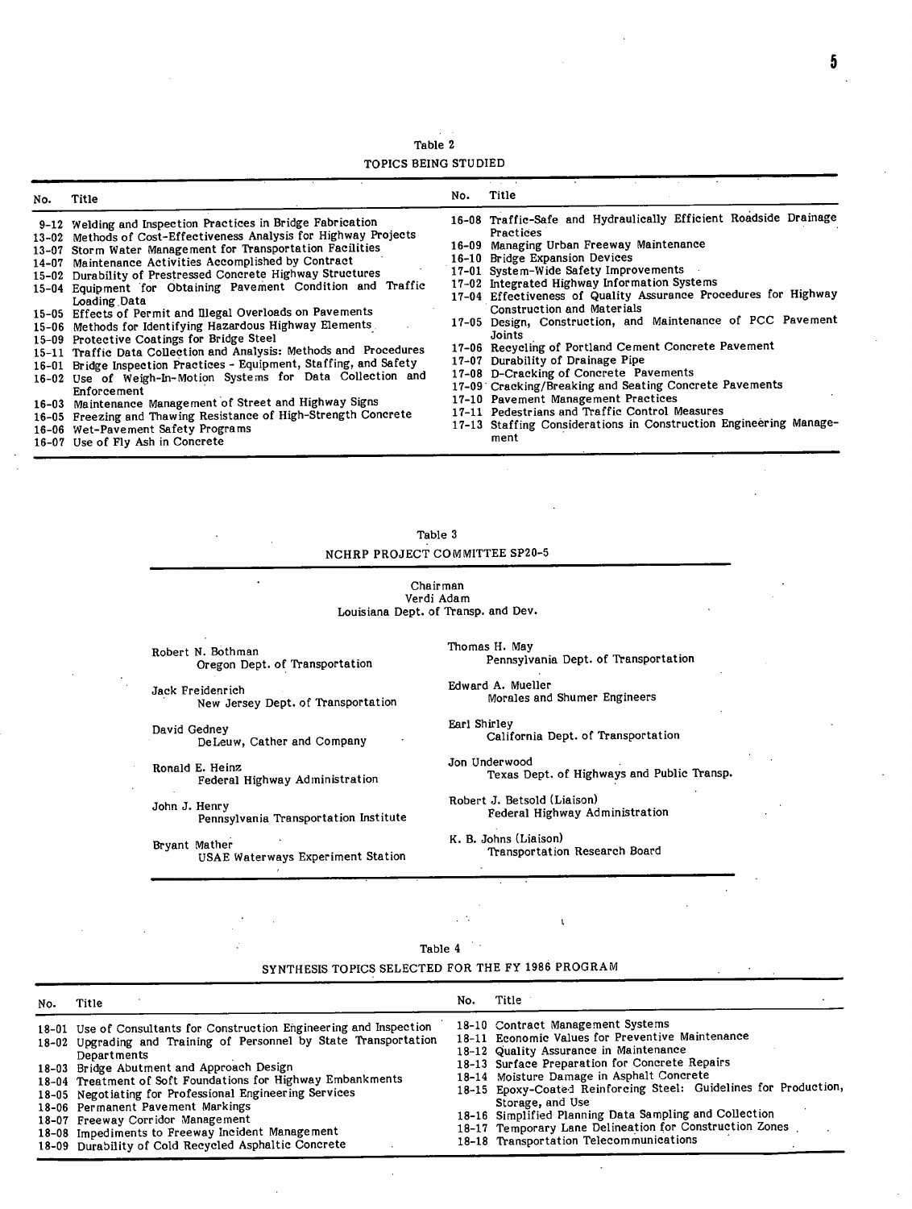Table 2

TOPICS BEING STUDIED

| No. | Title |
|---|---|
| 9-12 | Welding and Inspection Practices in Bridge Fabrication |
| 13-02 | Methods of Cost-Effectiveness Analysis for Highway Projects |
| 13-07 | Storm Water Management for Transportation Facilities |
| 14-07 | Maintenance Activities Accomplished by Contract |
| 15-02 | Durability of Prestressed Concrete Highway Structures |
| 15-04 | Equipment for Obtaining Pavement Condition and Traffic Loading Data |
| 15-05 | Effects of Permit and Illegal Overloads on Pavements |
| 15-06 | Methods for Identifying Hazardous Highway Elements |
| 15-09 | Protective Coatings for Bridge Steel |
| 15-11 | Traffic Data Collection and Analysis: Methods and Procedures |
| 16-01 | Bridge Inspection Practices - Equipment, Staffing, and Safety |
| 16-02 | Use of Weigh-In-Motion Systems for Data Collection and Enforcement |
| 16-03 | Maintenance Management of Street and Highway Signs |
| 16-05 | Freezing and Thawing Resistance of High-Strength Concrete |
| 16-06 | Wet-Pavement Safety Programs |
| 16-07 | Use of Fly Ash in Concrete |
| 16-08 | Traffic-Safe and Hydraulically Efficient Roadside Drainage Practices |
| 16-09 | Managing Urban Freeway Maintenance |
| 16-10 | Bridge Expansion Devices |
| 17-01 | System-Wide Safety Improvements |
| 17-02 | Integrated Highway Information Systems |
| 17-04 | Effectiveness of Quality Assurance Procedures for Highway Construction and Materials |
| 17-05 | Design, Construction, and Maintenance of PCC Pavement Joints |
| 17-06 | Recycling of Portland Cement Concrete Pavement |
| 17-07 | Durability of Drainage Pipe |
| 17-08 | D-Cracking of Concrete Pavements |
| 17-09 | Cracking/Breaking and Seating Concrete Pavements |
| 17-10 | Pavement Management Practices |
| 17-11 | Pedestrians and Traffic Control Measures |
| 17-13 | Staffing Considerations in Construction Engineering Management |

Table 3

NCHRP PROJECT COMMITTEE SP20-5

Chairman
Verdi Adam
Louisiana Dept. of Transp. and Dev.

Robert N. Bothman
Oregon Dept. of Transportation

Jack Freidenrich
New Jersey Dept. of Transportation

David Gedney
DeLeuw, Cather and Company

Ronald E. Heinz
Federal Highway Administration

John J. Henry
Pennsylvania Transportation Institute

Bryant Mather
USAE Waterways Experiment Station

Thomas H. May
Pennsylvania Dept. of Transportation

Edward A. Mueller
Morales and Shumer Engineers

Earl Shirley
California Dept. of Transportation

Jon Underwood
Texas Dept. of Highways and Public Transp.

Robert J. Betsold (Liaison)
Federal Highway Administration

K. B. Johns (Liaison)
Transportation Research Board

Table 4

SYNTHESIS TOPICS SELECTED FOR THE FY 1986 PROGRAM

| No. | Title |
|---|---|
| 18-01 | Use of Consultants for Construction Engineering and Inspection |
| 18-02 | Upgrading and Training of Personnel by State Transportation Departments |
| 18-03 | Bridge Abutment and Approach Design |
| 18-04 | Treatment of Soft Foundations for Highway Embankments |
| 18-05 | Negotiating for Professional Engineering Services |
| 18-06 | Permanent Pavement Markings |
| 18-07 | Freeway Corridor Management |
| 18-08 | Impediments to Freeway Incident Management |
| 18-09 | Durability of Cold Recycled Asphaltic Concrete |
| 18-10 | Contract Management Systems |
| 18-11 | Economic Values for Preventive Maintenance |
| 18-12 | Quality Assurance in Maintenance |
| 18-13 | Surface Preparation for Concrete Repairs |
| 18-14 | Moisture Damage in Asphalt Concrete |
| 18-15 | Epoxy-Coated Reinforcing Steel: Guidelines for Production, Storage, and Use |
| 18-16 | Simplified Planning Data Sampling and Collection |
| 18-17 | Temporary Lane Delineation for Construction Zones |
| 18-18 | Transportation Telecommunications |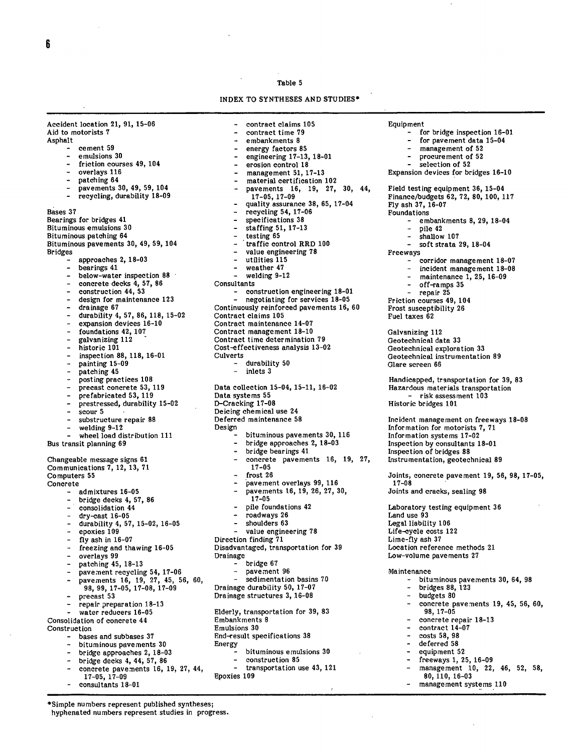Table 5

INDEX TO SYNTHESES AND STUDIES*

Accident location 21, 91, 15-06
Aid to motorists 7
Asphalt
- cement 59
- emulsions 30
- friction courses 49, 104
- overlays 116
- patching 64
- pavements 30, 49, 59, 104
- recycling, durability 18-09

Bases 37
Bearings for bridges 41
Bituminous emulsions 30
Bituminous patching 64
Bituminous pavements 30, 49, 59, 104
Bridges
- approaches 2, 18-03
- bearings 41
- below-water inspection 88
- concrete decks 4, 57, 86
- construction 44, 53
- design for maintenance 123
- drainage 67
- durability 4, 57, 86, 118, 15-02
- expansion devices 16-10
- foundations 42, 107
- galvanizing 112
- historic 101
- inspection 88, 118, 16-01
- painting 15-09
- patching 45
- posting practices 108
- precast concrete 53, 119
- prefabricated 53, 119
- prestressed, durability 15-02
- scour 5
- substructure repair 88
- welding 9-12
- wheel load distribution 111

Bus transit planning 69

Changeable message signs 61
Communications 7, 12, 13, 71
Computers 55
Concrete
- admixtures 16-05
- bridge decks 4, 57, 86
- consolidation 44
- dry-cast 16-05
- durability 4, 57, 15-02, 16-05
- epoxies 109
- fly ash in 16-07
- freezing and thawing 16-05
- overlays 99
- patching 45, 18-13
- pavement recycling 54, 17-06
- pavements 16, 19, 27, 45, 56, 60, 98, 99, 17-05, 17-08, 17-09
- precast 53
- repair preparation 18-13
- water reducers 16-05

Consolidation of concrete 44
Construction
- bases and subbases 37
- bituminous pavements 30
- bridge approaches 2, 18-03
- bridge decks 4, 44, 57, 86
- concrete pavements 16, 19, 27, 44, 17-05, 17-09
- consultants 18-01
- contract claims 105
- contract time 79
- embankments 8
- energy factors 85
- engineering 17-13, 18-01
- erosion control 18
- management 51, 17-13
- material certification 102
- pavements 16, 19, 27, 30, 44, 17-05, 17-09
- quality assurance 38, 65, 17-04
- recycling 54, 17-06
- specifications 38
- staffing 51, 17-13
- testing 65
- traffic control RRD 100
- value engineering 78
- utilities 115
- weather 47
- welding 9-12

Consultants
- construction engineering 18-01
- negotiating for services 18-05

Continuously reinforced pavements 16, 60
Contract claims 105
Contract maintenance 14-07
Contract management 18-10
Contract time determination 79
Cost-effectiveness analysis 13-02
Culverts
- durability 50
- inlets 3

Data collection 15-04, 15-11, 16-02
Data systems 55
D-Cracking 17-08
Deicing chemical use 24
Deferred maintenance 58
Design
- bituminous pavements 30, 116
- bridge approaches 2, 18-03
- bridge bearings 41
- concrete pavements 16, 19, 27, 17-05
- frost 26
- pavement overlays 99, 116
- pavements 16, 19, 26, 27, 30, 17-05
- pile foundations 42
- roadways 26
- shoulders 63
- value engineering 78

Direction finding 71
Disadvantaged, transportation for 39
Drainage
- bridge 67
- pavement 96
- sedimentation basins 70

Drainage durability 50, 17-07
Drainage structures 3, 16-08

Elderly, transportation for 39, 83
Embankments 8
Emulsions 30
End-result specifications 38
Energy
- bituminous emulsions 30
- construction 85
- transportation use 43, 121

Epoxies 109

Equipment
- for bridge inspection 16-01
- for pavement data 15-04
- management of 52
- procurement of 52
- selection of 52

Expansion devices for bridges 16-10

Field testing equipment 36, 15-04
Finance/budgets 62, 72, 80, 100, 117
Fly ash 37, 16-07
Foundations
- embankments 8, 29, 18-04
- pile 42
- shallow 107
- soft strata 29, 18-04

Freeways
- corridor management 18-07
- incident management 18-08
- maintenance 1, 25, 16-09
- off-ramps 35
- repair 25

Friction courses 49, 104
Frost susceptibility 26
Fuel taxes 62

Galvanizing 112
Geotechnical data 33
Geotechnical exploration 33
Geotechnical instrumentation 89
Glare screen 66

Handicapped, transportation for 39, 83
Hazardous materials transportation
- risk assessment 103

Historic bridges 101

Incident management on freeways 18-08
Information for motorists 7, 71
Information systems 17-02
Inspection by consultants 18-01
Inspection of bridges 88
Instrumentation, geotechnical 89

Joints, concrete pavement 19, 56, 98, 17-05, 17-08
Joints and cracks, sealing 98

Laboratory testing equipment 36
Land use 93
Legal liability 106
Life-cycle costs 122
Lime-fly ash 37
Location reference methods 21
Low-volume pavements 27

Maintenance
- bituminous pavements 30, 64, 98
- bridges 88, 123
- budgets 80
- concrete pavements 19, 45, 56, 60, 98, 17-05
- concrete repair 18-13
- contract 14-07
- costs 58, 98
- deferred 58
- equipment 52
- freeways 1, 25, 16-09
- management 10, 22, 46, 52, 58, 80, 110, 16-03
- management systems 110

*Simple numbers represent published syntheses; hyphenated numbers represent studies in progress.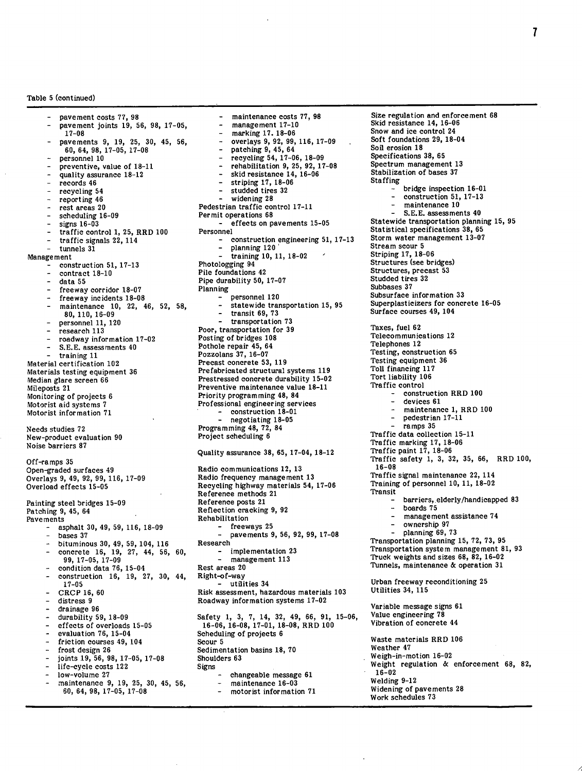Table 5 (continued)

- pavement costs 77, 98
- pavement joints 19, 56, 98, 17-05, 17-08
- pavements 9, 19, 25, 30, 45, 56, 60, 64, 98, 17-05, 17-08
- personnel 10
- preventive, value of 18-11
- quality assurance 18-12
- records 46
- recycling 54
- reporting 46
- rest areas 20
- scheduling 16-09
- signs 16-03
- traffic control 1, 25, RRD 100
- traffic signals 22, 114
- tunnels 31

Management
- construction 51, 17-13
- contract 18-10
- data 55
- freeway corridor 18-07
- freeway incidents 18-08
- maintenance 10, 22, 46, 52, 58, 80, 110, 16-09
- personnel 11, 120
- research 113
- roadway information 17-02
- S.E.E. assessments 40
- training 11

Material certification 102
Materials testing equipment 36
Median glare screen 66
Mileposts 21
Monitoring of projects 6
Motorist aid systems 7
Motorist information 71

Needs studies 72
New-product evaluation 90
Noise barriers 87

Off-ramps 35
Open-graded surfaces 49
Overlays 9, 49, 92, 99, 116, 17-09
Overload effects 15-05

Painting steel bridges 15-09
Patching 9, 45, 64
Pavements
- asphalt 30, 49, 59, 116, 18-09
- bases 37
- bituminous 30, 49, 59, 104, 116
- concrete 16, 19, 27, 44, 56, 60, 99, 17-05, 17-09
- condition data 76, 15-04
- construction 16, 19, 27, 30, 44, 17-05
- CRCP 16, 60
- distress 9
- drainage 96
- durability 59, 18-09
- effects of overloads 15-05
- evaluation 76, 15-04
- friction courses 49, 104
- frost design 26
- joints 19, 56, 98, 17-05, 17-08
- life-cycle costs 122
- low-volume 27
- maintenance 9, 19, 25, 30, 45, 56, 60, 64, 98, 17-05, 17-08
- maintenance costs 77, 98
- management 17-10
- marking 17, 18-06
- overlays 9, 92, 99, 116, 17-09
- patching 9, 45, 64
- recycling 54, 17-06, 18-09
- rehabilitation 9, 25, 92, 17-08
- skid resistance 14, 16-06
- striping 17, 18-06
- studded tires 32
- widening 28

Pedestrian traffic control 17-11
Permit operations 68
- effects on pavements 15-05

Personnel
- construction engineering 51, 17-13
- planning 120
- training 10, 11, 18-02

Photologging 94
Pile foundations 42
Pipe durability 50, 17-07
Planning
- personnel 120
- statewide transportation 15, 95
- transit 69, 73
- transportation 73

Poor, transportation for 39
Posting of bridges 108
Pothole repair 45, 64
Pozzolans 37, 16-07
Precast concrete 53, 119
Prefabricated structural systems 119
Prestressed concrete durability 15-02
Preventive maintenance value 18-11
Priority programming 48, 84
Professional engineering services
- construction 18-01
- negotiating 18-05

Programming 48, 72, 84
Project scheduling 6

Quality assurance 38, 65, 17-04, 18-12

Radio communications 12, 13
Radio frequency management 13
Recycling highway materials 54, 17-06
Reference methods 21
Reference posts 21
Reflection cracking 9, 92
Rehabilitation
- freeways 25
- pavements 9, 56, 92, 99, 17-08

Research
- implementation 23
- management 113

Rest areas 20
Right-of-way
- utilities 34

Risk assessment, hazardous materials 103
Roadway information systems 17-02

Safety 1, 3, 7, 14, 32, 49, 66, 91, 15-06, 16-06, 16-08, 17-01, 18-08, RRD 100
Scheduling of projects 6
Scour 5
Sedimentation basins 18, 70
Shoulders 63
Signs
- changeable message 61
- maintenance 16-03
- motorist information 71

Size regulation and enforcement 68
Skid resistance 14, 16-06
Snow and ice control 24
Soft foundations 29, 18-04
Soil erosion 18
Specifications 38, 65
Spectrum management 13
Stabilization of bases 37
Staffing
- bridge inspection 16-01
- construction 51, 17-13
- maintenance 10
- S.E.E. assessments 40

Statewide transportation planning 15, 95
Statistical specifications 38, 65
Storm water management 13-07
Stream scour 5
Striping 17, 18-06
Structures (see bridges)
Structures, precast 53
Studded tires 32
Subbases 37
Subsurface information 33
Superplasticizers for concrete 16-05
Surface courses 49, 104

Taxes, fuel 62
Telecommunications 12
Telephones 12
Testing, construction 65
Testing equipment 36
Toll financing 117
Tort liability 106
Traffic control
- construction RRD 100
- devices 61
- maintenance 1, RRD 100
- pedestrian 17-11
- ramps 35

Traffic data collection 15-11
Traffic marking 17, 18-06
Traffic paint 17, 18-06
Traffic safety 1, 3, 32, 35, 66, RRD 100, 16-08
Traffic signal maintenance 22, 114
Training of personnel 10, 11, 18-02
Transit
- barriers, elderly/handicapped 83
- boards 75
- management assistance 74
- ownership 97
- planning 69, 73

Transportation planning 15, 72, 73, 95
Transportation system management 81, 93
Truck weights and sizes 68, 82, 16-02
Tunnels, maintenance & operation 31

Urban freeway reconditioning 25
Utilities 34, 115

Variable message signs 61
Value engineering 78
Vibration of concrete 44

Waste materials RRD 106
Weather 47
Weigh-in-motion 16-02
Weight regulation & enforcement 68, 82, 16-02
Welding 9-12
Widening of pavements 28
Work schedules 73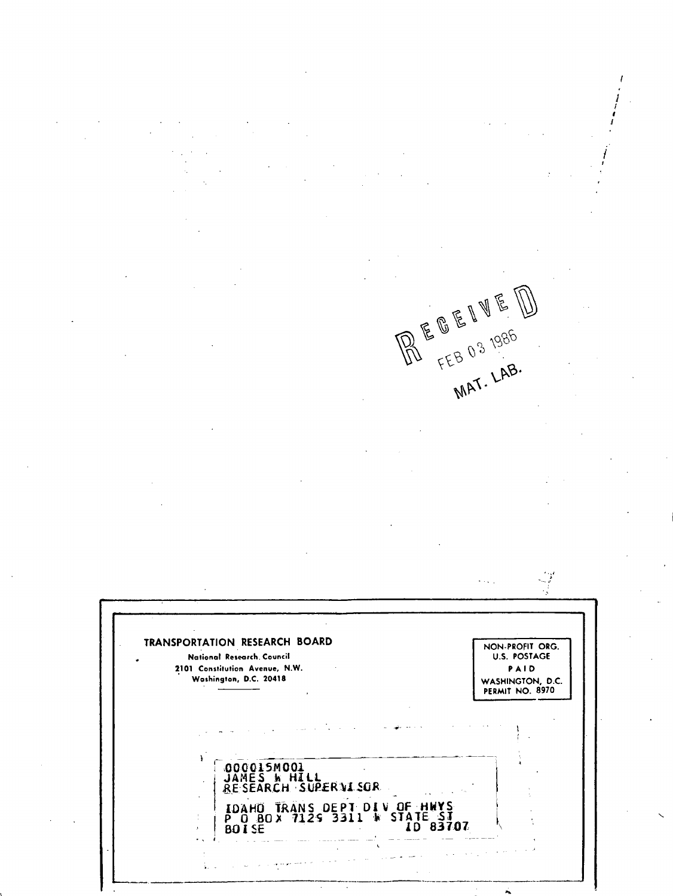RECEIVED
FEB 03 1986
MAT. LAB.

**TRANSPORTATION RESEARCH BOARD**
National Research Council
2101 Constitution Avenue, N.W.
Washington, D.C. 20418

NON-PROFIT ORG.
U.S. POSTAGE
PAID
WASHINGTON, D.C.
PERMIT NO. 8970

000015M001
JAMES W HILL
RESEARCH SUPERVISOR

IDAHO TRANS DEPT DIV OF HWYS
P O BOX 7129 3311 W STATE ST
BOISE ID 83707